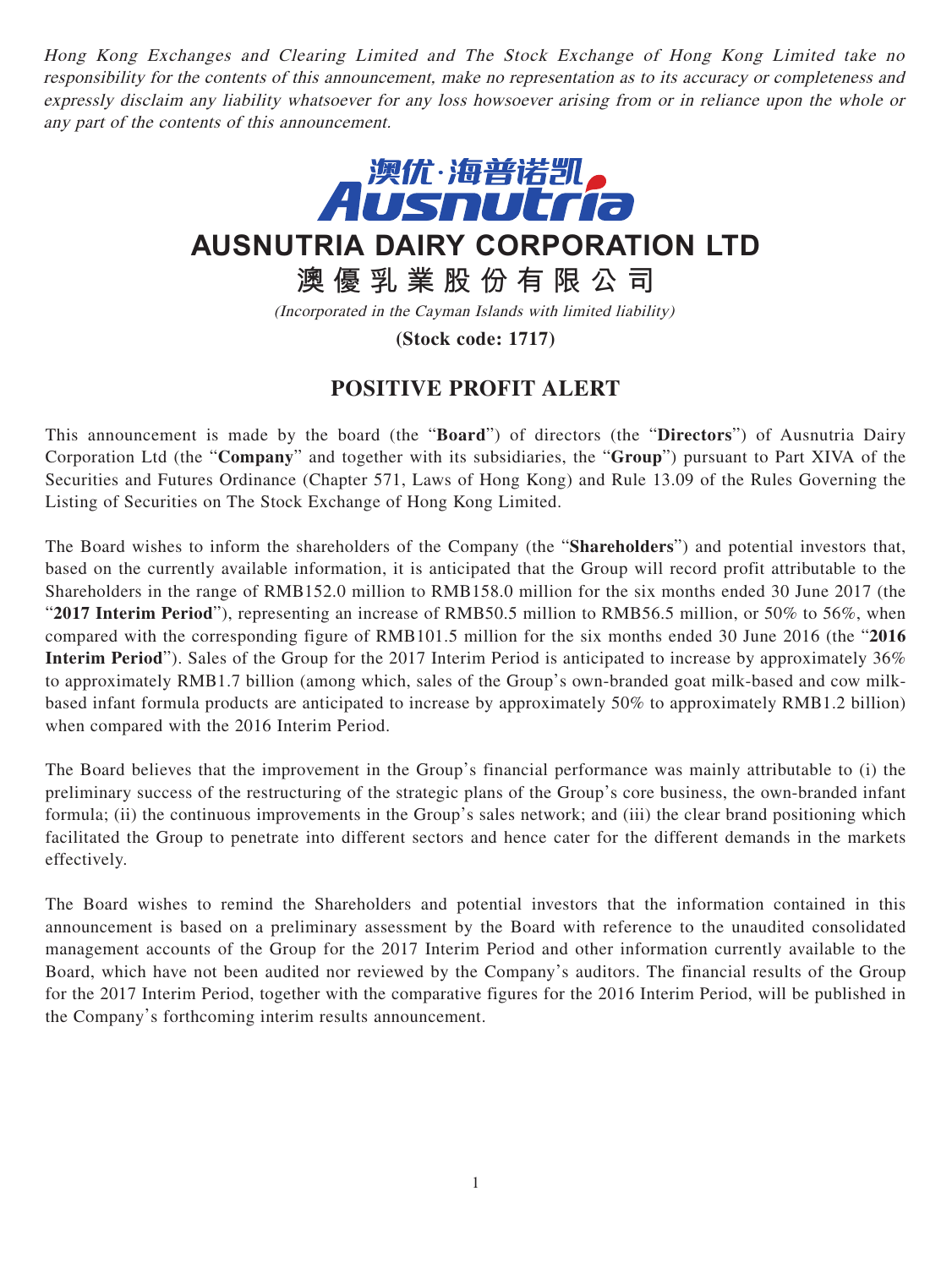*Hong Kong Exchanges and Clearing Limited and The Stock Exchange of Hong Kong Limited take no responsibility for the contents of this announcement, make no representation as to its accuracy or completeness and expressly disclaim any liability whatsoever for any loss howsoever arising from or in reliance upon the whole or any part of the contents of this announcement.*

# AUSNUTRIA DAIRY CORPORATION LTD

# 澳優乳業股份有限公司

*(Incorporated in the Cayman Islands with limited liability)*

**(Stock code: 1717)**

## POSITIVE PROFIT ALERT

This announcement is made by the board (the "**Board**") of directors (the "**Directors**") of Ausnutria Dairy Corporation Ltd (the "**Company**" and together with its subsidiaries, the "**Group**") pursuant to Part XIVA of the Securities and Futures Ordinance (Chapter 571, Laws of Hong Kong) and Rule 13.09 of the Rules Governing the Listing of Securities on The Stock Exchange of Hong Kong Limited.

The Board wishes to inform the shareholders of the Company (the "**Shareholders**") and potential investors that, based on the currently available information, it is anticipated that the Group will record profit attributable to the Shareholders in the range of RMB152.0 million to RMB158.0 million for the six months ended 30 June 2017 (the "**2017 Interim Period**"), representing an increase of RMB50.5 million to RMB56.5 million, or 50% to 56%, when compared with the corresponding figure of RMB101.5 million for the six months ended 30 June 2016 (the "**2016 Interim Period**"). Sales of the Group for the 2017 Interim Period is anticipated to increase by approximately 36% to approximately RMB1.7 billion (among which, sales of the Group's own-branded goat milk-based and cow milk-based infant formula products are anticipated to increase by approximately 50% to approximately RMB1.2 billion) when compared with the 2016 Interim Period.

The Board believes that the improvement in the Group's financial performance was mainly attributable to (i) the preliminary success of the restructuring of the strategic plans of the Group's core business, the own-branded infant formula; (ii) the continuous improvements in the Group's sales network; and (iii) the clear brand positioning which facilitated the Group to penetrate into different sectors and hence cater for the different demands in the markets effectively.

The Board wishes to remind the Shareholders and potential investors that the information contained in this announcement is based on a preliminary assessment by the Board with reference to the unaudited consolidated management accounts of the Group for the 2017 Interim Period and other information currently available to the Board, which have not been audited nor reviewed by the Company's auditors. The financial results of the Group for the 2017 Interim Period, together with the comparative figures for the 2016 Interim Period, will be published in the Company's forthcoming interim results announcement.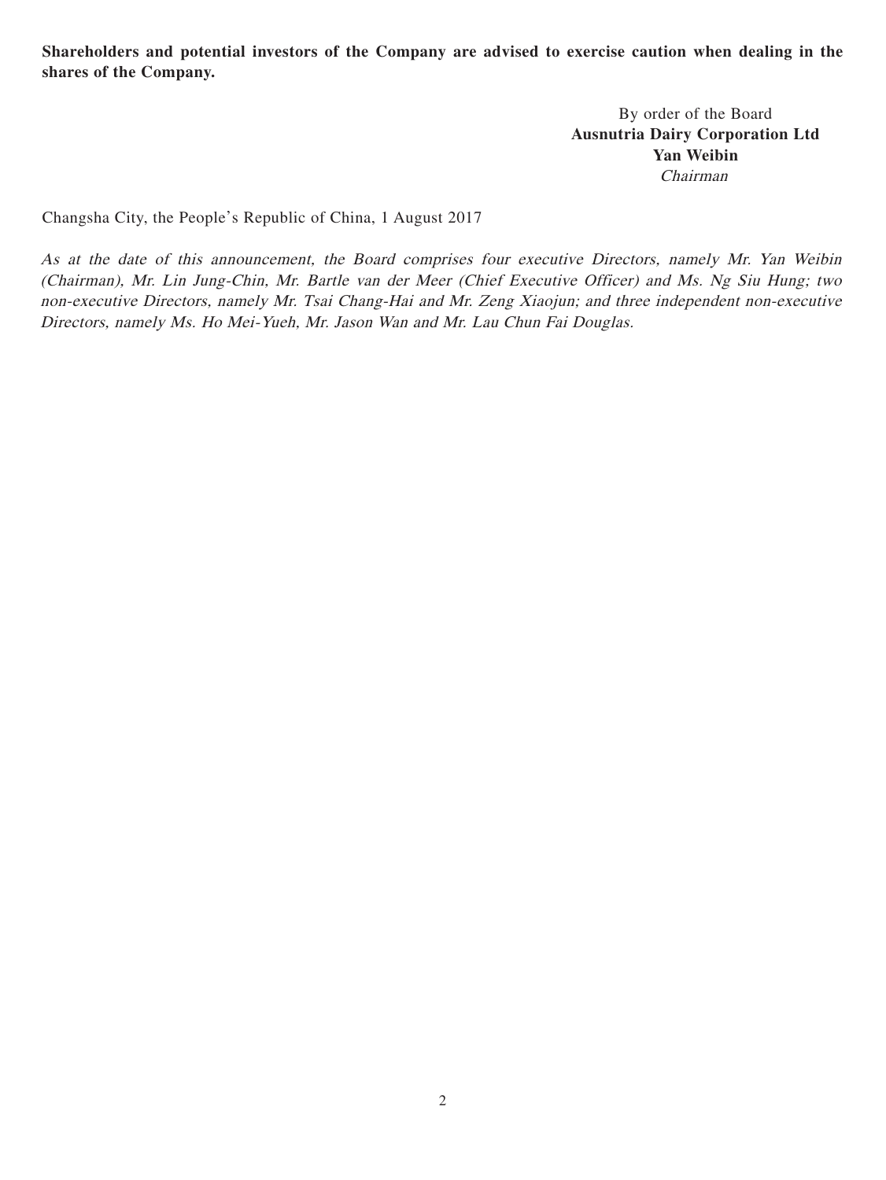**Shareholders and potential investors of the Company are advised to exercise caution when dealing in the shares of the Company.**

By order of the Board
**Ausnutria Dairy Corporation Ltd**
**Yan Weibin**
*Chairman*

Changsha City, the People's Republic of China, 1 August 2017

*As at the date of this announcement, the Board comprises four executive Directors, namely Mr. Yan Weibin (Chairman), Mr. Lin Jung-Chin, Mr. Bartle van der Meer (Chief Executive Officer) and Ms. Ng Siu Hung; two non-executive Directors, namely Mr. Tsai Chang-Hai and Mr. Zeng Xiaojun; and three independent non-executive Directors, namely Ms. Ho Mei-Yueh, Mr. Jason Wan and Mr. Lau Chun Fai Douglas.*